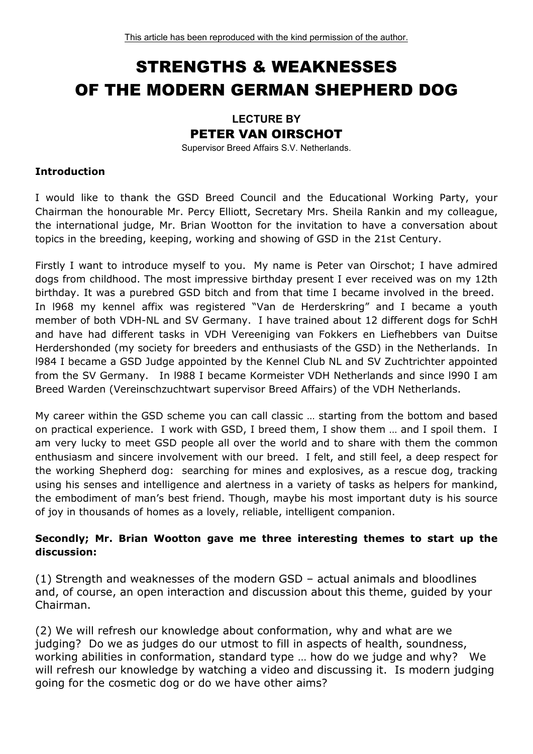This article has been reproduced with the kind permission of the author.

# STRENGTHS & WEAKNESSES OF THE MODERN GERMAN SHEPHERD DOG

## LECTURE BY
## PETER VAN OIRSCHOT

Supervisor Breed Affairs S.V. Netherlands.

**Introduction**

I would like to thank the GSD Breed Council and the Educational Working Party, your Chairman the honourable Mr. Percy Elliott, Secretary Mrs. Sheila Rankin and my colleague, the international judge, Mr. Brian Wootton for the invitation to have a conversation about topics in the breeding, keeping, working and showing of GSD in the 21st Century.

Firstly I want to introduce myself to you. My name is Peter van Oirschot; I have admired dogs from childhood. The most impressive birthday present I ever received was on my 12th birthday. It was a purebred GSD bitch and from that time I became involved in the breed. In l968 my kennel affix was registered "Van de Herderskring" and I became a youth member of both VDH-NL and SV Germany. I have trained about 12 different dogs for SchH and have had different tasks in VDH Vereeniging van Fokkers en Liefhebbers van Duitse Herdershonden (my society for breeders and enthusiasts of the GSD) in the Netherlands. In l984 I became a GSD Judge appointed by the Kennel Club NL and SV Zuchtrichter appointed from the SV Germany. In l988 I became Kormeister VDH Netherlands and since l990 I am Breed Warden (Vereinschzuchtwart supervisor Breed Affairs) of the VDH Netherlands.

My career within the GSD scheme you can call classic … starting from the bottom and based on practical experience. I work with GSD, I breed them, I show them … and I spoil them. I am very lucky to meet GSD people all over the world and to share with them the common enthusiasm and sincere involvement with our breed. I felt, and still feel, a deep respect for the working Shepherd dog: searching for mines and explosives, as a rescue dog, tracking using his senses and intelligence and alertness in a variety of tasks as helpers for mankind, the embodiment of man's best friend. Though, maybe his most important duty is his source of joy in thousands of homes as a lovely, reliable, intelligent companion.

**Secondly; Mr. Brian Wootton gave me three interesting themes to start up the discussion:**

(1) Strength and weaknesses of the modern GSD – actual animals and bloodlines and, of course, an open interaction and discussion about this theme, guided by your Chairman.

(2) We will refresh our knowledge about conformation, why and what are we judging? Do we as judges do our utmost to fill in aspects of health, soundness, working abilities in conformation, standard type … how do we judge and why? We will refresh our knowledge by watching a video and discussing it. Is modern judging going for the cosmetic dog or do we have other aims?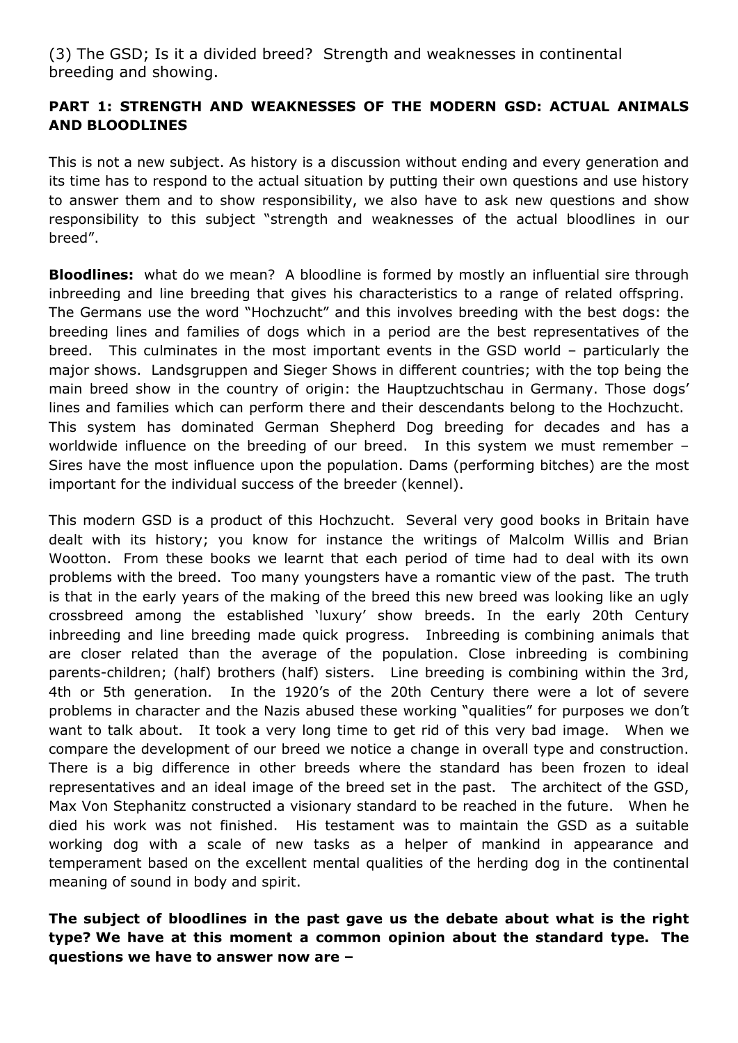(3) The GSD; Is it a divided breed? Strength and weaknesses in continental breeding and showing.

## PART 1: STRENGTH AND WEAKNESSES OF THE MODERN GSD: ACTUAL ANIMALS AND BLOODLINES

This is not a new subject. As history is a discussion without ending and every generation and its time has to respond to the actual situation by putting their own questions and use history to answer them and to show responsibility, we also have to ask new questions and show responsibility to this subject "strength and weaknesses of the actual bloodlines in our breed".

**Bloodlines:** what do we mean? A bloodline is formed by mostly an influential sire through inbreeding and line breeding that gives his characteristics to a range of related offspring. The Germans use the word "Hochzucht" and this involves breeding with the best dogs: the breeding lines and families of dogs which in a period are the best representatives of the breed. This culminates in the most important events in the GSD world – particularly the major shows. Landsgruppen and Sieger Shows in different countries; with the top being the main breed show in the country of origin: the Hauptzuchtschau in Germany. Those dogs' lines and families which can perform there and their descendants belong to the Hochzucht. This system has dominated German Shepherd Dog breeding for decades and has a worldwide influence on the breeding of our breed. In this system we must remember – Sires have the most influence upon the population. Dams (performing bitches) are the most important for the individual success of the breeder (kennel).

This modern GSD is a product of this Hochzucht. Several very good books in Britain have dealt with its history; you know for instance the writings of Malcolm Willis and Brian Wootton. From these books we learnt that each period of time had to deal with its own problems with the breed. Too many youngsters have a romantic view of the past. The truth is that in the early years of the making of the breed this new breed was looking like an ugly crossbreed among the established 'luxury' show breeds. In the early 20th Century inbreeding and line breeding made quick progress. Inbreeding is combining animals that are closer related than the average of the population. Close inbreeding is combining parents-children; (half) brothers (half) sisters. Line breeding is combining within the 3rd, 4th or 5th generation. In the 1920's of the 20th Century there were a lot of severe problems in character and the Nazis abused these working "qualities" for purposes we don't want to talk about. It took a very long time to get rid of this very bad image. When we compare the development of our breed we notice a change in overall type and construction. There is a big difference in other breeds where the standard has been frozen to ideal representatives and an ideal image of the breed set in the past. The architect of the GSD, Max Von Stephanitz constructed a visionary standard to be reached in the future. When he died his work was not finished. His testament was to maintain the GSD as a suitable working dog with a scale of new tasks as a helper of mankind in appearance and temperament based on the excellent mental qualities of the herding dog in the continental meaning of sound in body and spirit.

**The subject of bloodlines in the past gave us the debate about what is the right type? We have at this moment a common opinion about the standard type. The questions we have to answer now are –**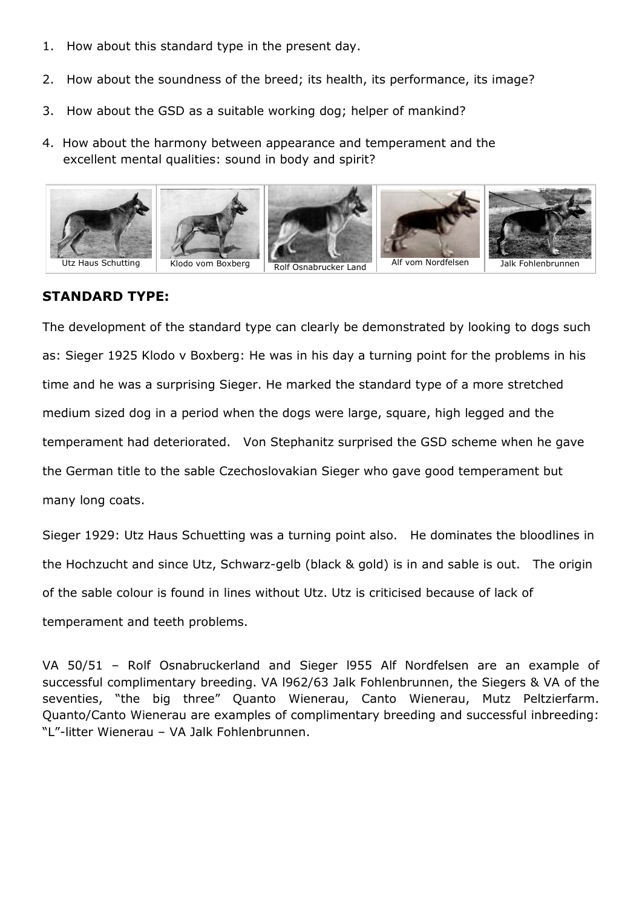1. How about this standard type in the present day.
2. How about the soundness of the breed; its health, its performance, its image?
3. How about the GSD as a suitable working dog; helper of mankind?
4. How about the harmony between appearance and temperament and the excellent mental qualities: sound in body and spirit?

Utz Haus Schutting | Klodo vom Boxberg | Rolf Osnabrucker Land | Alf vom Nordfelsen | Jalk Fohlenbrunnen

## STANDARD TYPE:

The development of the standard type can clearly be demonstrated by looking to dogs such as: Sieger 1925 Klodo v Boxberg: He was in his day a turning point for the problems in his time and he was a surprising Sieger. He marked the standard type of a more stretched medium sized dog in a period when the dogs were large, square, high legged and the temperament had deteriorated. Von Stephanitz surprised the GSD scheme when he gave the German title to the sable Czechoslovakian Sieger who gave good temperament but many long coats.

Sieger 1929: Utz Haus Schuetting was a turning point also. He dominates the bloodlines in the Hochzucht and since Utz, Schwarz-gelb (black & gold) is in and sable is out. The origin of the sable colour is found in lines without Utz. Utz is criticised because of lack of temperament and teeth problems.

VA 50/51 – Rolf Osnabruckerland and Sieger l955 Alf Nordfelsen are an example of successful complimentary breeding. VA l962/63 Jalk Fohlenbrunnen, the Siegers & VA of the seventies, "the big three" Quanto Wienerau, Canto Wienerau, Mutz Peltzierfarm. Quanto/Canto Wienerau are examples of complimentary breeding and successful inbreeding: "L"-litter Wienerau – VA Jalk Fohlenbrunnen.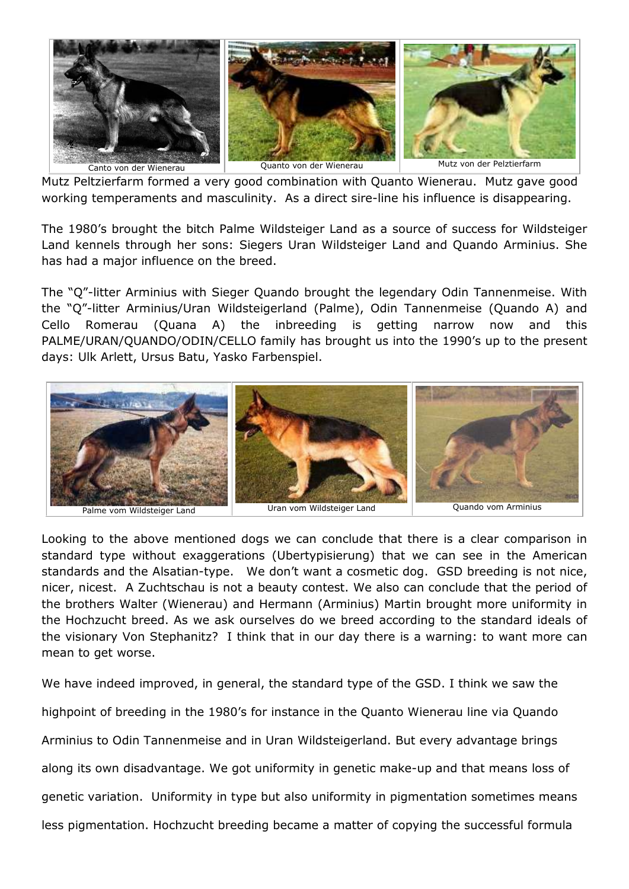Canto von der Wienerau | Quanto von der Wienerau | Mutz von der Pelztierfarm

Mutz Peltzierfarm formed a very good combination with Quanto Wienerau. Mutz gave good working temperaments and masculinity. As a direct sire-line his influence is disappearing.

The 1980's brought the bitch Palme Wildsteiger Land as a source of success for Wildsteiger Land kennels through her sons: Siegers Uran Wildsteiger Land and Quando Arminius. She has had a major influence on the breed.

The "Q"-litter Arminius with Sieger Quando brought the legendary Odin Tannenmeise. With the "Q"-litter Arminius/Uran Wildsteigerland (Palme), Odin Tannenmeise (Quando A) and Cello Romerau (Quana A) the inbreeding is getting narrow now and this PALME/URAN/QUANDO/ODIN/CELLO family has brought us into the 1990's up to the present days: Ulk Arlett, Ursus Batu, Yasko Farbenspiel.

Palme vom Wildsteiger Land | Uran vom Wildsteiger Land | Quando vom Arminius

Looking to the above mentioned dogs we can conclude that there is a clear comparison in standard type without exaggerations (Ubertypisierung) that we can see in the American standards and the Alsatian-type. We don't want a cosmetic dog. GSD breeding is not nice, nicer, nicest. A Zuchtschau is not a beauty contest. We also can conclude that the period of the brothers Walter (Wienerau) and Hermann (Arminius) Martin brought more uniformity in the Hochzucht breed. As we ask ourselves do we breed according to the standard ideals of the visionary Von Stephanitz? I think that in our day there is a warning: to want more can mean to get worse.

We have indeed improved, in general, the standard type of the GSD. I think we saw the highpoint of breeding in the 1980's for instance in the Quanto Wienerau line via Quando Arminius to Odin Tannenmeise and in Uran Wildsteigerland. But every advantage brings along its own disadvantage. We got uniformity in genetic make-up and that means loss of genetic variation. Uniformity in type but also uniformity in pigmentation sometimes means less pigmentation. Hochzucht breeding became a matter of copying the successful formula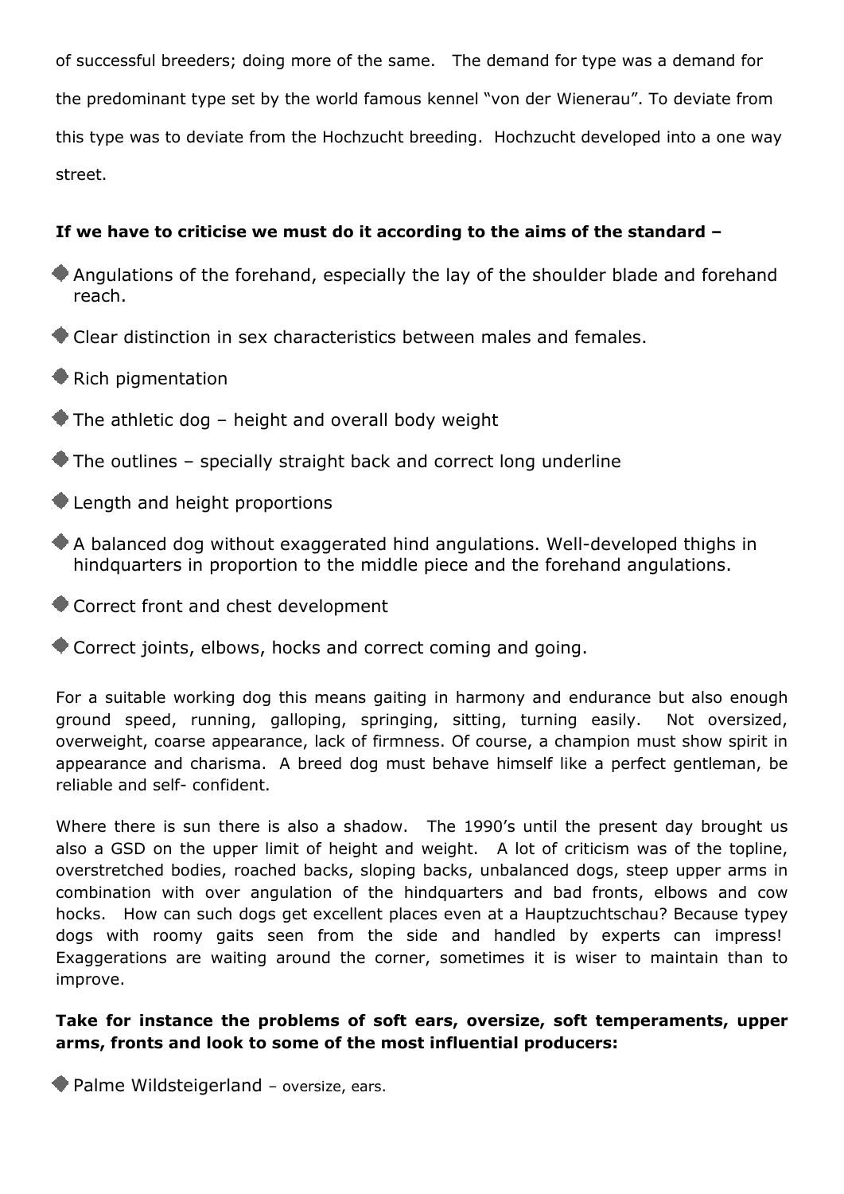of successful breeders; doing more of the same. The demand for type was a demand for the predominant type set by the world famous kennel "von der Wienerau". To deviate from this type was to deviate from the Hochzucht breeding. Hochzucht developed into a one way street.

**If we have to criticise we must do it according to the aims of the standard –**

- Angulations of the forehand, especially the lay of the shoulder blade and forehand reach.
- Clear distinction in sex characteristics between males and females.
- Rich pigmentation
- The athletic dog – height and overall body weight
- The outlines – specially straight back and correct long underline
- Length and height proportions
- A balanced dog without exaggerated hind angulations. Well-developed thighs in hindquarters in proportion to the middle piece and the forehand angulations.
- Correct front and chest development
- Correct joints, elbows, hocks and correct coming and going.

For a suitable working dog this means gaiting in harmony and endurance but also enough ground speed, running, galloping, springing, sitting, turning easily. Not oversized, overweight, coarse appearance, lack of firmness. Of course, a champion must show spirit in appearance and charisma. A breed dog must behave himself like a perfect gentleman, be reliable and self- confident.

Where there is sun there is also a shadow. The 1990's until the present day brought us also a GSD on the upper limit of height and weight. A lot of criticism was of the topline, overstretched bodies, roached backs, sloping backs, unbalanced dogs, steep upper arms in combination with over angulation of the hindquarters and bad fronts, elbows and cow hocks. How can such dogs get excellent places even at a Hauptzuchtschau? Because typey dogs with roomy gaits seen from the side and handled by experts can impress! Exaggerations are waiting around the corner, sometimes it is wiser to maintain than to improve.

**Take for instance the problems of soft ears, oversize, soft temperaments, upper arms, fronts and look to some of the most influential producers:**

- Palme Wildsteigerland – oversize, ears.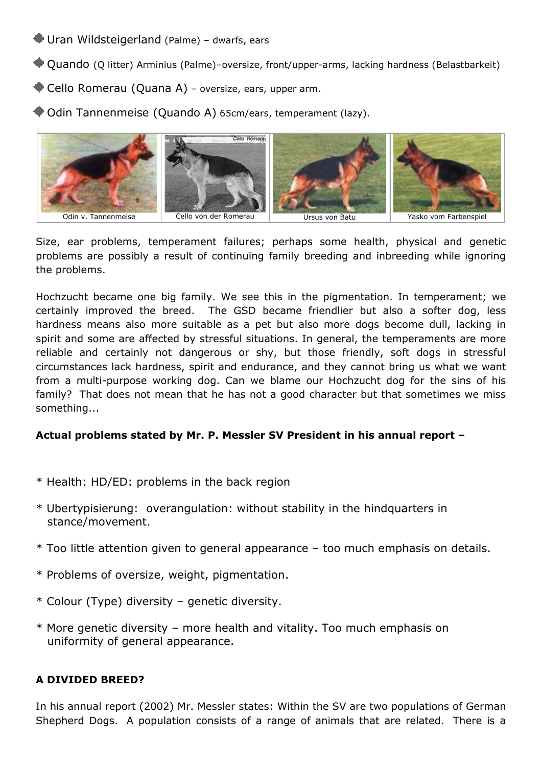- Uran Wildsteigerland (Palme) – dwarfs, ears
- Quando (Q litter) Arminius (Palme)–oversize, front/upper-arms, lacking hardness (Belastbarkeit)
- Cello Romerau (Quana A) – oversize, ears, upper arm.
- Odin Tannenmeise (Quando A) 65cm/ears, temperament (lazy).

| Odin v. Tannenmeise | Cello von der Romerau | Ursus von Batu | Yasko vom Farbenspiel |
|---|---|---|---|

Size, ear problems, temperament failures; perhaps some health, physical and genetic problems are possibly a result of continuing family breeding and inbreeding while ignoring the problems.

Hochzucht became one big family. We see this in the pigmentation. In temperament; we certainly improved the breed. The GSD became friendlier but also a softer dog, less hardness means also more suitable as a pet but also more dogs become dull, lacking in spirit and some are affected by stressful situations. In general, the temperaments are more reliable and certainly not dangerous or shy, but those friendly, soft dogs in stressful circumstances lack hardness, spirit and endurance, and they cannot bring us what we want from a multi-purpose working dog. Can we blame our Hochzucht dog for the sins of his family? That does not mean that he has not a good character but that sometimes we miss something...

**Actual problems stated by Mr. P. Messler SV President in his annual report –**

* Health: HD/ED: problems in the back region
* Ubertypisierung: overangulation: without stability in the hindquarters in stance/movement.
* Too little attention given to general appearance – too much emphasis on details.
* Problems of oversize, weight, pigmentation.
* Colour (Type) diversity – genetic diversity.
* More genetic diversity – more health and vitality. Too much emphasis on uniformity of general appearance.

**A DIVIDED BREED?**

In his annual report (2002) Mr. Messler states: Within the SV are two populations of German Shepherd Dogs. A population consists of a range of animals that are related. There is a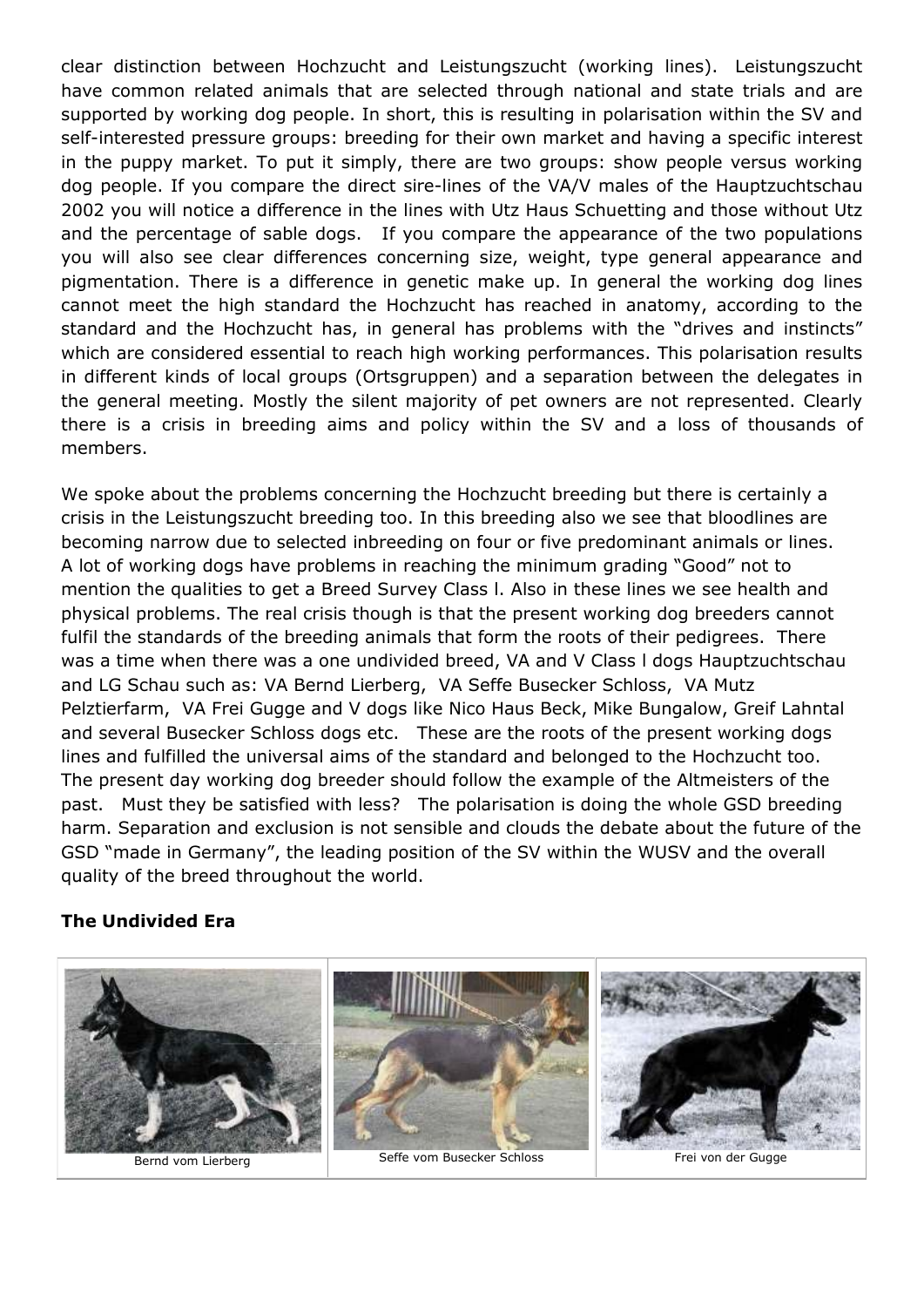clear distinction between Hochzucht and Leistungszucht (working lines). Leistungszucht have common related animals that are selected through national and state trials and are supported by working dog people. In short, this is resulting in polarisation within the SV and self-interested pressure groups: breeding for their own market and having a specific interest in the puppy market. To put it simply, there are two groups: show people versus working dog people. If you compare the direct sire-lines of the VA/V males of the Hauptzuchtschau 2002 you will notice a difference in the lines with Utz Haus Schuetting and those without Utz and the percentage of sable dogs. If you compare the appearance of the two populations you will also see clear differences concerning size, weight, type general appearance and pigmentation. There is a difference in genetic make up. In general the working dog lines cannot meet the high standard the Hochzucht has reached in anatomy, according to the standard and the Hochzucht has, in general has problems with the "drives and instincts" which are considered essential to reach high working performances. This polarisation results in different kinds of local groups (Ortsgruppen) and a separation between the delegates in the general meeting. Mostly the silent majority of pet owners are not represented. Clearly there is a crisis in breeding aims and policy within the SV and a loss of thousands of members.

We spoke about the problems concerning the Hochzucht breeding but there is certainly a crisis in the Leistungszucht breeding too. In this breeding also we see that bloodlines are becoming narrow due to selected inbreeding on four or five predominant animals or lines. A lot of working dogs have problems in reaching the minimum grading "Good" not to mention the qualities to get a Breed Survey Class l. Also in these lines we see health and physical problems. The real crisis though is that the present working dog breeders cannot fulfil the standards of the breeding animals that form the roots of their pedigrees. There was a time when there was a one undivided breed, VA and V Class l dogs Hauptzuchtschau and LG Schau such as: VA Bernd Lierberg, VA Seffe Busecker Schloss, VA Mutz Pelztierfarm, VA Frei Gugge and V dogs like Nico Haus Beck, Mike Bungalow, Greif Lahntal and several Busecker Schloss dogs etc. These are the roots of the present working dogs lines and fulfilled the universal aims of the standard and belonged to the Hochzucht too. The present day working dog breeder should follow the example of the Altmeisters of the past. Must they be satisfied with less? The polarisation is doing the whole GSD breeding harm. Separation and exclusion is not sensible and clouds the debate about the future of the GSD "made in Germany", the leading position of the SV within the WUSV and the overall quality of the breed throughout the world.

**The Undivided Era**

| Bernd vom Lierberg | Seffe vom Busecker Schloss | Frei von der Gugge |
|---|---|---|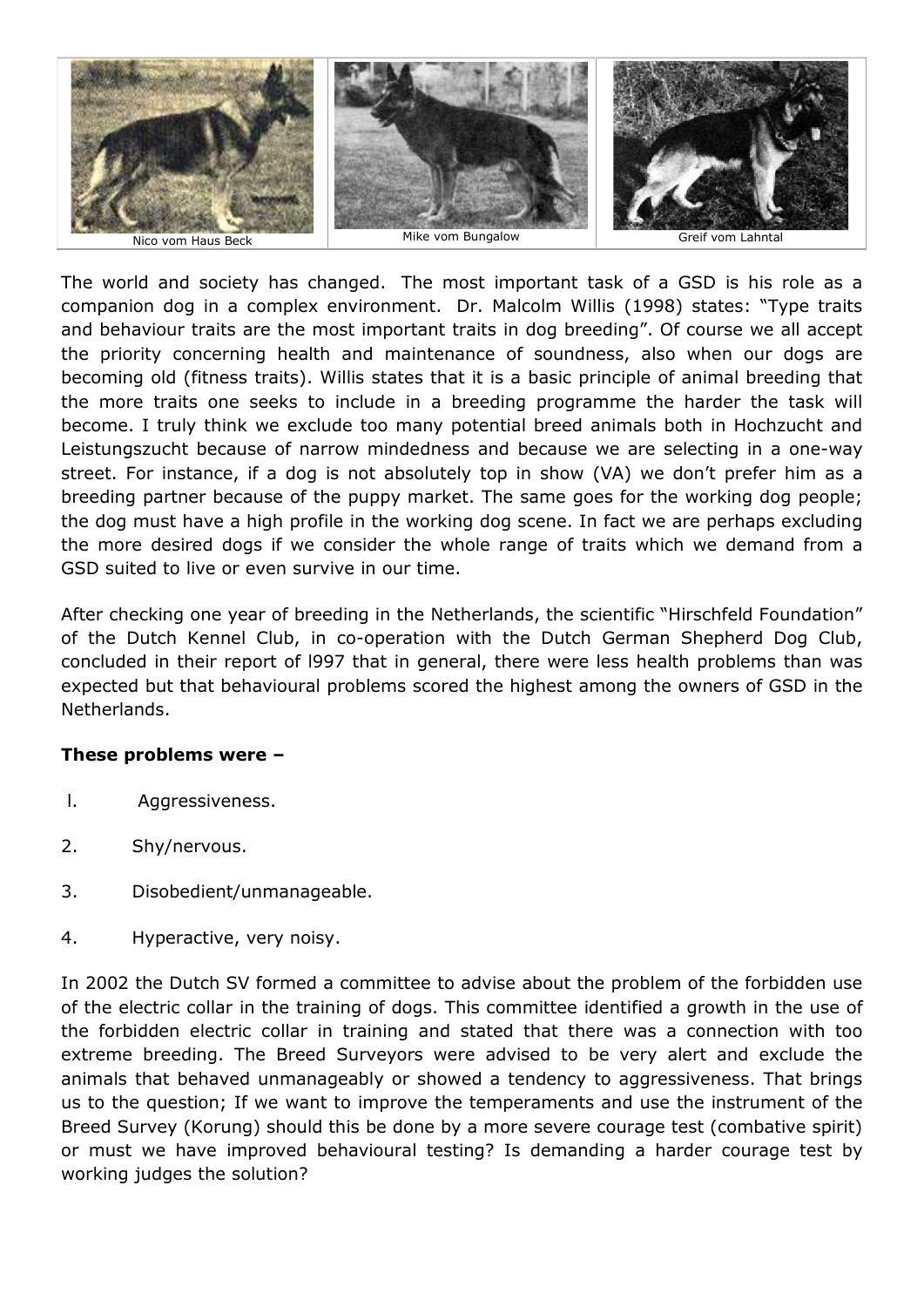Nico vom Haus Beck | Mike vom Bungalow | Greif vom Lahntal

The world and society has changed. The most important task of a GSD is his role as a companion dog in a complex environment. Dr. Malcolm Willis (1998) states: "Type traits and behaviour traits are the most important traits in dog breeding". Of course we all accept the priority concerning health and maintenance of soundness, also when our dogs are becoming old (fitness traits). Willis states that it is a basic principle of animal breeding that the more traits one seeks to include in a breeding programme the harder the task will become. I truly think we exclude too many potential breed animals both in Hochzucht and Leistungszucht because of narrow mindedness and because we are selecting in a one-way street. For instance, if a dog is not absolutely top in show (VA) we don't prefer him as a breeding partner because of the puppy market. The same goes for the working dog people; the dog must have a high profile in the working dog scene. In fact we are perhaps excluding the more desired dogs if we consider the whole range of traits which we demand from a GSD suited to live or even survive in our time.

After checking one year of breeding in the Netherlands, the scientific "Hirschfeld Foundation" of the Dutch Kennel Club, in co-operation with the Dutch German Shepherd Dog Club, concluded in their report of l997 that in general, there were less health problems than was expected but that behavioural problems scored the highest among the owners of GSD in the Netherlands.

**These problems were –**

l. Aggressiveness.

2. Shy/nervous.

3. Disobedient/unmanageable.

4. Hyperactive, very noisy.

In 2002 the Dutch SV formed a committee to advise about the problem of the forbidden use of the electric collar in the training of dogs. This committee identified a growth in the use of the forbidden electric collar in training and stated that there was a connection with too extreme breeding. The Breed Surveyors were advised to be very alert and exclude the animals that behaved unmanageably or showed a tendency to aggressiveness. That brings us to the question; If we want to improve the temperaments and use the instrument of the Breed Survey (Korung) should this be done by a more severe courage test (combative spirit) or must we have improved behavioural testing? Is demanding a harder courage test by working judges the solution?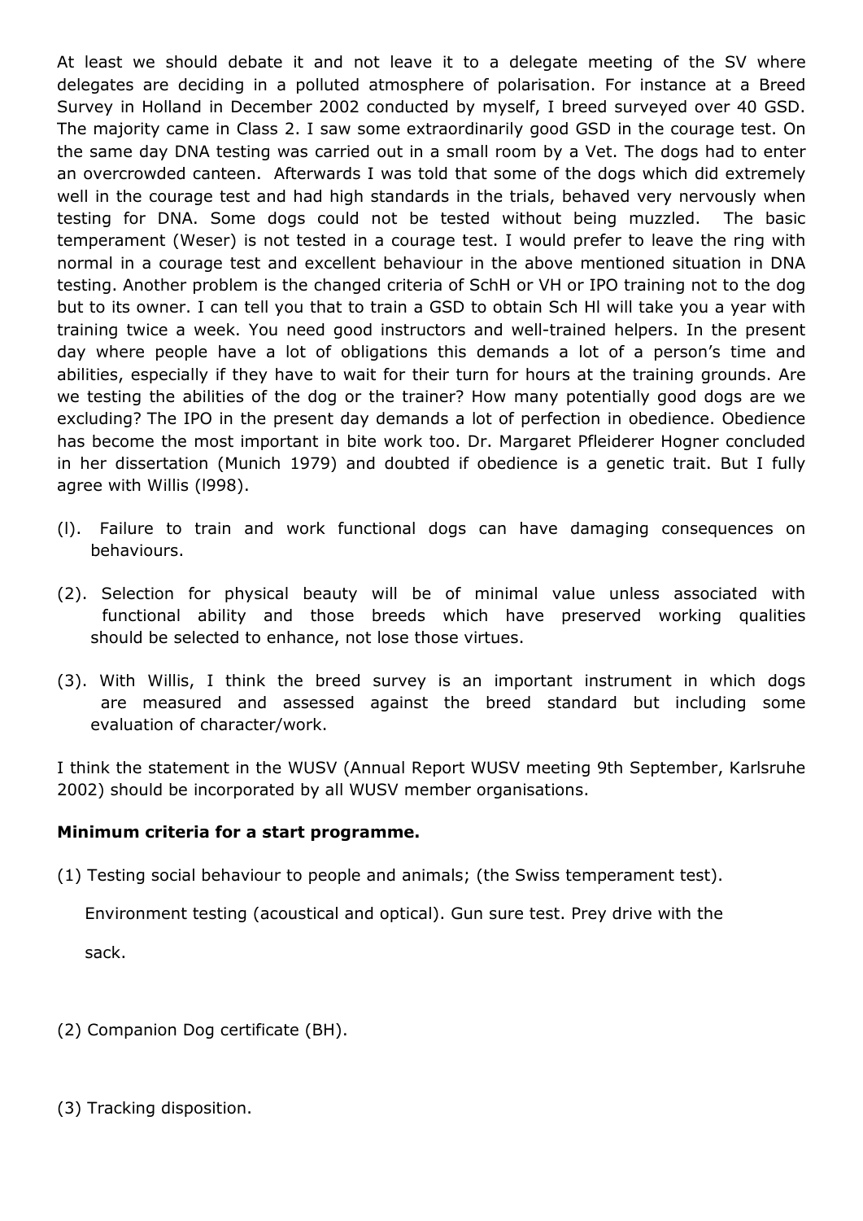At least we should debate it and not leave it to a delegate meeting of the SV where delegates are deciding in a polluted atmosphere of polarisation. For instance at a Breed Survey in Holland in December 2002 conducted by myself, I breed surveyed over 40 GSD. The majority came in Class 2. I saw some extraordinarily good GSD in the courage test. On the same day DNA testing was carried out in a small room by a Vet. The dogs had to enter an overcrowded canteen. Afterwards I was told that some of the dogs which did extremely well in the courage test and had high standards in the trials, behaved very nervously when testing for DNA. Some dogs could not be tested without being muzzled. The basic temperament (Weser) is not tested in a courage test. I would prefer to leave the ring with normal in a courage test and excellent behaviour in the above mentioned situation in DNA testing. Another problem is the changed criteria of SchH or VH or IPO training not to the dog but to its owner. I can tell you that to train a GSD to obtain Sch Hl will take you a year with training twice a week. You need good instructors and well-trained helpers. In the present day where people have a lot of obligations this demands a lot of a person's time and abilities, especially if they have to wait for their turn for hours at the training grounds. Are we testing the abilities of the dog or the trainer? How many potentially good dogs are we excluding? The IPO in the present day demands a lot of perfection in obedience. Obedience has become the most important in bite work too. Dr. Margaret Pfleiderer Hogner concluded in her dissertation (Munich 1979) and doubted if obedience is a genetic trait. But I fully agree with Willis (l998).

(l). Failure to train and work functional dogs can have damaging consequences on behaviours.

(2). Selection for physical beauty will be of minimal value unless associated with functional ability and those breeds which have preserved working qualities should be selected to enhance, not lose those virtues.

(3). With Willis, I think the breed survey is an important instrument in which dogs are measured and assessed against the breed standard but including some evaluation of character/work.

I think the statement in the WUSV (Annual Report WUSV meeting 9th September, Karlsruhe 2002) should be incorporated by all WUSV member organisations.

**Minimum criteria for a start programme.**

(1) Testing social behaviour to people and animals; (the Swiss temperament test).

Environment testing (acoustical and optical). Gun sure test. Prey drive with the sack.

(2) Companion Dog certificate (BH).

(3) Tracking disposition.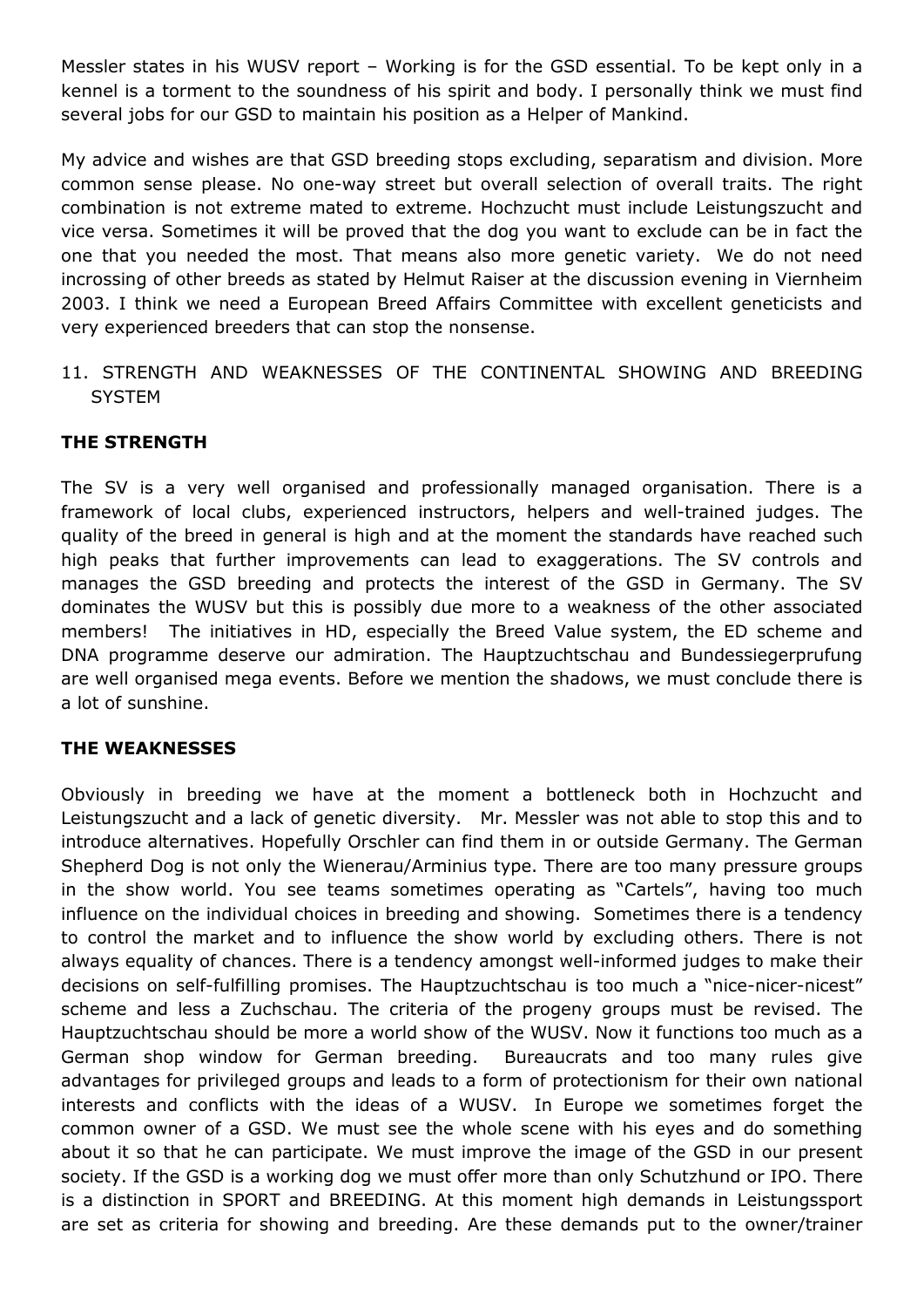Messler states in his WUSV report – Working is for the GSD essential. To be kept only in a kennel is a torment to the soundness of his spirit and body. I personally think we must find several jobs for our GSD to maintain his position as a Helper of Mankind.

My advice and wishes are that GSD breeding stops excluding, separatism and division. More common sense please. No one-way street but overall selection of overall traits. The right combination is not extreme mated to extreme. Hochzucht must include Leistungszucht and vice versa. Sometimes it will be proved that the dog you want to exclude can be in fact the one that you needed the most. That means also more genetic variety. We do not need incrossing of other breeds as stated by Helmut Raiser at the discussion evening in Viernheim 2003. I think we need a European Breed Affairs Committee with excellent geneticists and very experienced breeders that can stop the nonsense.

11. STRENGTH AND WEAKNESSES OF THE CONTINENTAL SHOWING AND BREEDING SYSTEM

**THE STRENGTH**

The SV is a very well organised and professionally managed organisation. There is a framework of local clubs, experienced instructors, helpers and well-trained judges. The quality of the breed in general is high and at the moment the standards have reached such high peaks that further improvements can lead to exaggerations. The SV controls and manages the GSD breeding and protects the interest of the GSD in Germany. The SV dominates the WUSV but this is possibly due more to a weakness of the other associated members! The initiatives in HD, especially the Breed Value system, the ED scheme and DNA programme deserve our admiration. The Hauptzuchtschau and Bundessiegerprufung are well organised mega events. Before we mention the shadows, we must conclude there is a lot of sunshine.

**THE WEAKNESSES**

Obviously in breeding we have at the moment a bottleneck both in Hochzucht and Leistungszucht and a lack of genetic diversity. Mr. Messler was not able to stop this and to introduce alternatives. Hopefully Orschler can find them in or outside Germany. The German Shepherd Dog is not only the Wienerau/Arminius type. There are too many pressure groups in the show world. You see teams sometimes operating as "Cartels", having too much influence on the individual choices in breeding and showing. Sometimes there is a tendency to control the market and to influence the show world by excluding others. There is not always equality of chances. There is a tendency amongst well-informed judges to make their decisions on self-fulfilling promises. The Hauptzuchtschau is too much a "nice-nicer-nicest" scheme and less a Zuchschau. The criteria of the progeny groups must be revised. The Hauptzuchtschau should be more a world show of the WUSV. Now it functions too much as a German shop window for German breeding. Bureaucrats and too many rules give advantages for privileged groups and leads to a form of protectionism for their own national interests and conflicts with the ideas of a WUSV. In Europe we sometimes forget the common owner of a GSD. We must see the whole scene with his eyes and do something about it so that he can participate. We must improve the image of the GSD in our present society. If the GSD is a working dog we must offer more than only Schutzhund or IPO. There is a distinction in SPORT and BREEDING. At this moment high demands in Leistungssport are set as criteria for showing and breeding. Are these demands put to the owner/trainer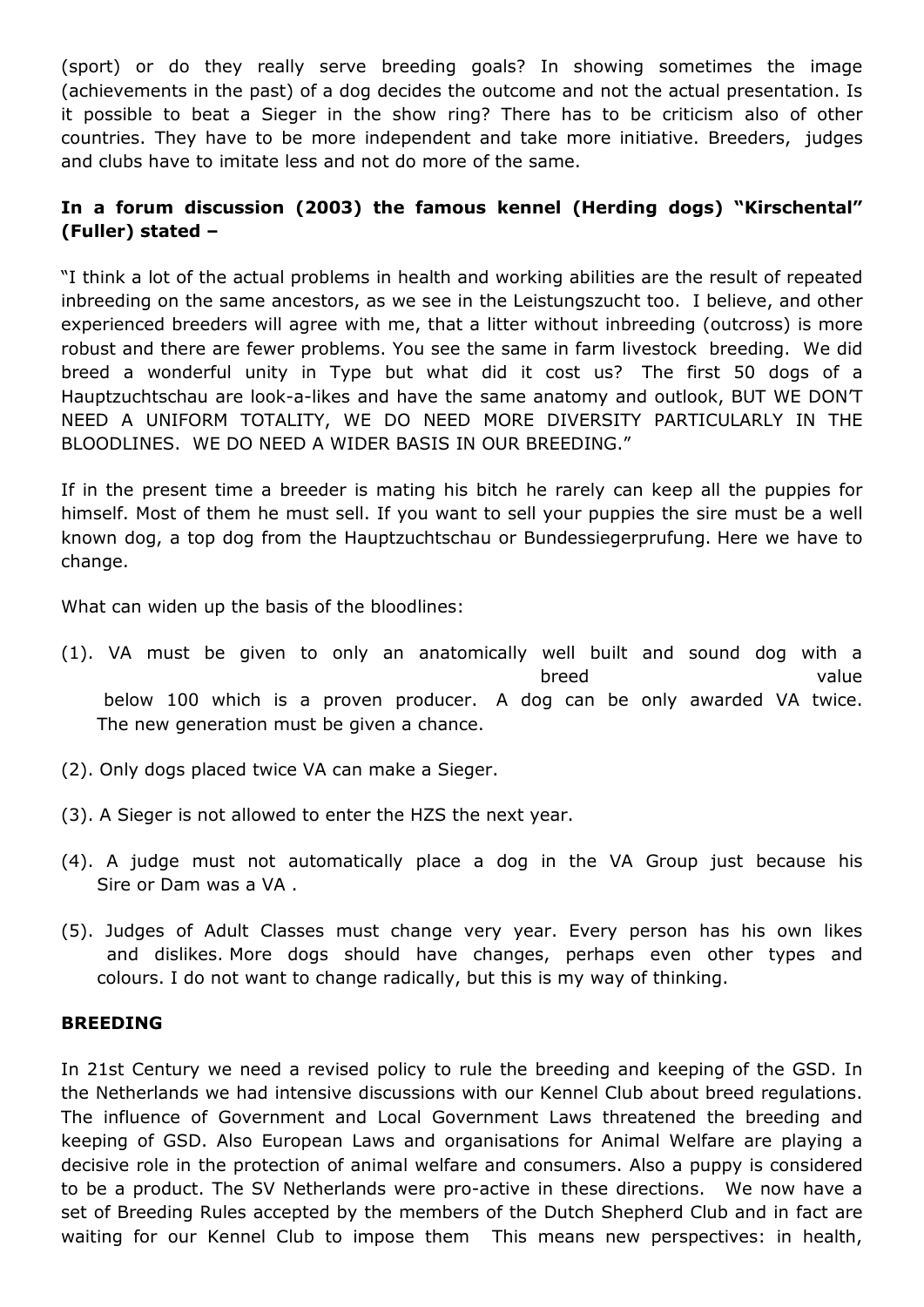(sport) or do they really serve breeding goals? In showing sometimes the image (achievements in the past) of a dog decides the outcome and not the actual presentation. Is it possible to beat a Sieger in the show ring? There has to be criticism also of other countries. They have to be more independent and take more initiative. Breeders, judges and clubs have to imitate less and not do more of the same.

**In a forum discussion (2003) the famous kennel (Herding dogs) "Kirschental" (Fuller) stated –**

"I think a lot of the actual problems in health and working abilities are the result of repeated inbreeding on the same ancestors, as we see in the Leistungszucht too. I believe, and other experienced breeders will agree with me, that a litter without inbreeding (outcross) is more robust and there are fewer problems. You see the same in farm livestock breeding. We did breed a wonderful unity in Type but what did it cost us? The first 50 dogs of a Hauptzuchtschau are look-a-likes and have the same anatomy and outlook, BUT WE DON'T NEED A UNIFORM TOTALITY, WE DO NEED MORE DIVERSITY PARTICULARLY IN THE BLOODLINES. WE DO NEED A WIDER BASIS IN OUR BREEDING."

If in the present time a breeder is mating his bitch he rarely can keep all the puppies for himself. Most of them he must sell. If you want to sell your puppies the sire must be a well known dog, a top dog from the Hauptzuchtschau or Bundessiegerprufung. Here we have to change.

What can widen up the basis of the bloodlines:

(1). VA must be given to only an anatomically well built and sound dog with a breed value below 100 which is a proven producer. A dog can be only awarded VA twice. The new generation must be given a chance.

(2). Only dogs placed twice VA can make a Sieger.

(3). A Sieger is not allowed to enter the HZS the next year.

(4). A judge must not automatically place a dog in the VA Group just because his Sire or Dam was a VA .

(5). Judges of Adult Classes must change very year. Every person has his own likes and dislikes. More dogs should have changes, perhaps even other types and colours. I do not want to change radically, but this is my way of thinking.

**BREEDING**

In 21st Century we need a revised policy to rule the breeding and keeping of the GSD. In the Netherlands we had intensive discussions with our Kennel Club about breed regulations. The influence of Government and Local Government Laws threatened the breeding and keeping of GSD. Also European Laws and organisations for Animal Welfare are playing a decisive role in the protection of animal welfare and consumers. Also a puppy is considered to be a product. The SV Netherlands were pro-active in these directions. We now have a set of Breeding Rules accepted by the members of the Dutch Shepherd Club and in fact are waiting for our Kennel Club to impose them This means new perspectives: in health,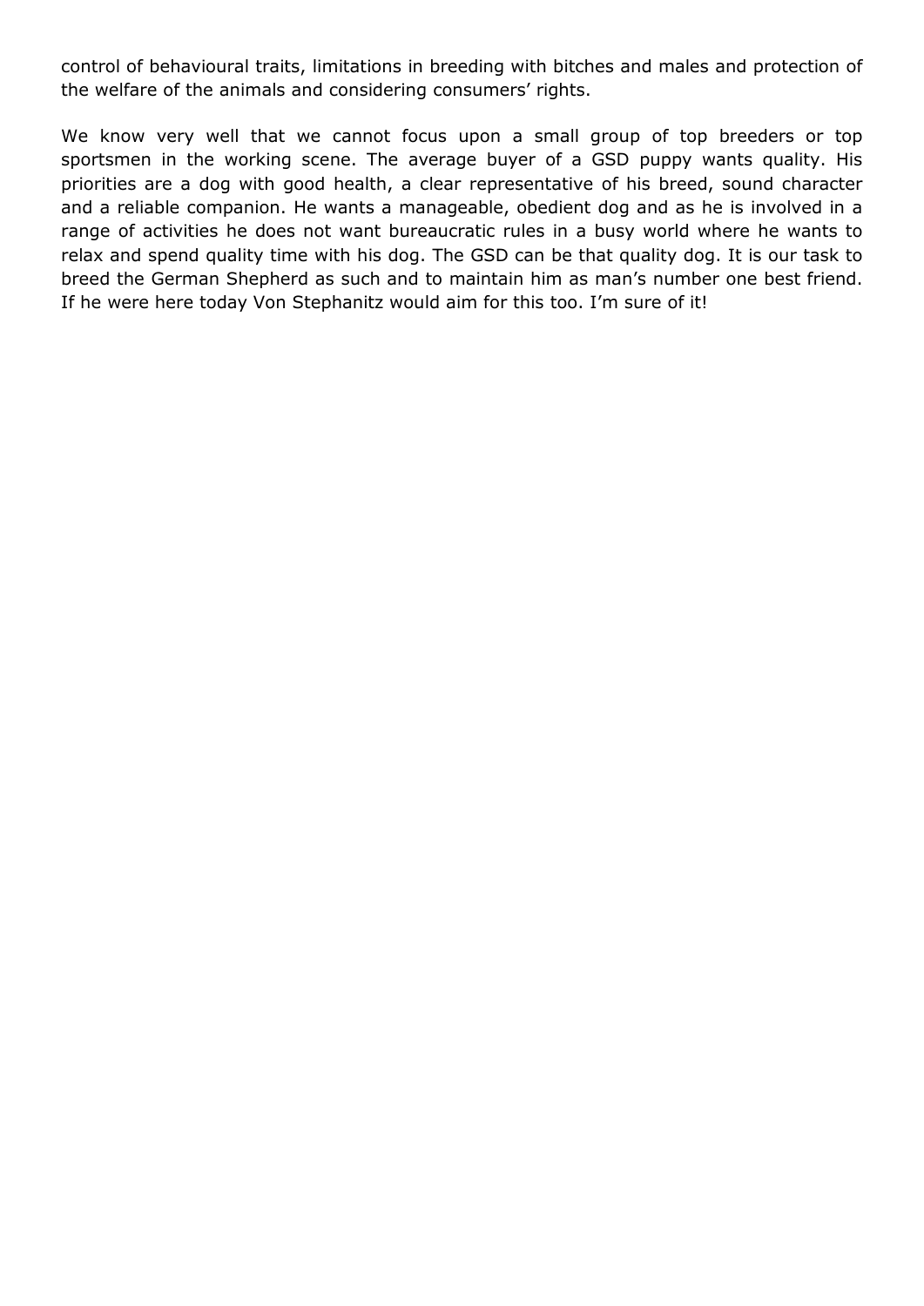control of behavioural traits, limitations in breeding with bitches and males and protection of the welfare of the animals and considering consumers' rights.

We know very well that we cannot focus upon a small group of top breeders or top sportsmen in the working scene. The average buyer of a GSD puppy wants quality. His priorities are a dog with good health, a clear representative of his breed, sound character and a reliable companion. He wants a manageable, obedient dog and as he is involved in a range of activities he does not want bureaucratic rules in a busy world where he wants to relax and spend quality time with his dog. The GSD can be that quality dog. It is our task to breed the German Shepherd as such and to maintain him as man's number one best friend. If he were here today Von Stephanitz would aim for this too. I'm sure of it!